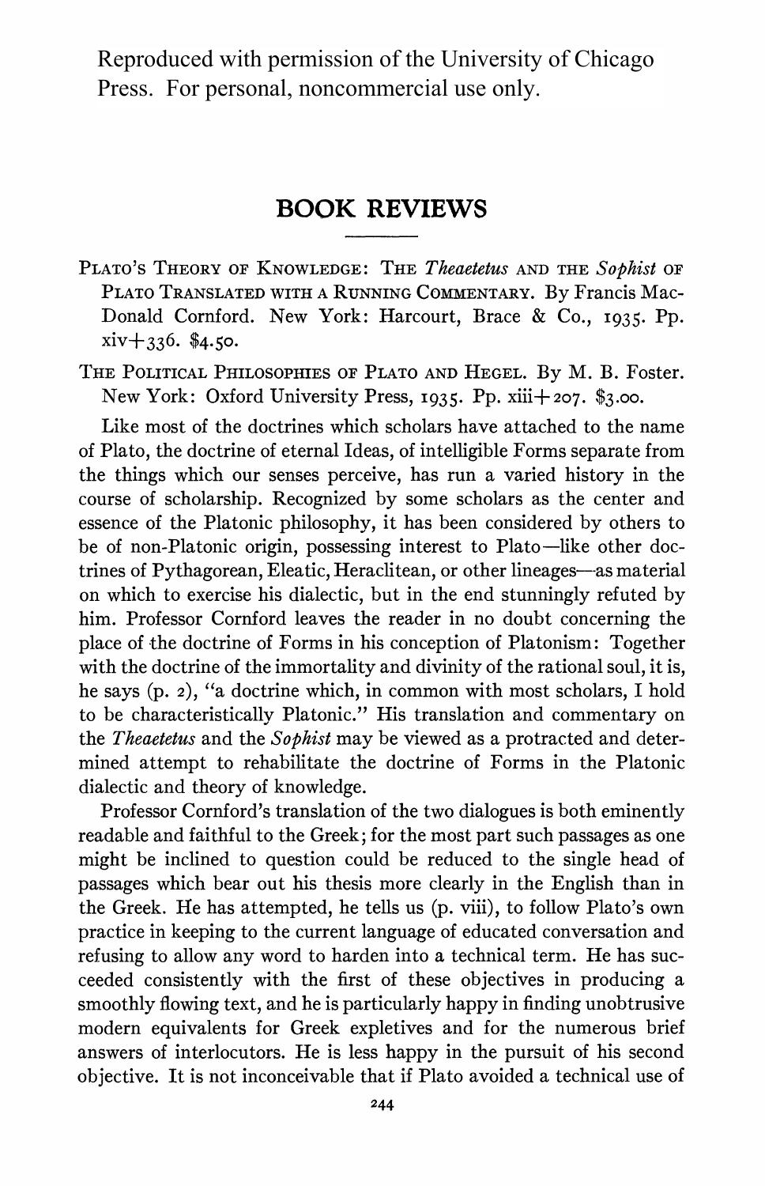Reproduced with permission of the University of Chicago Press. For personal, noncommercial use only.

# BOOK REVIEWS

PLATO'S THEORY OF KNOWLEDGE: THE *Theaetetus* AND THE *Sophist* OF PLATO TRANSLATED WITH A RUNNING COMMENTARY. By Francis MacDonald Cornford. New York: Harcourt, Brace & Co., 1935. Pp. xiv+336. $4.50.

THE POLITICAL PHILOSOPHIES OF PLATO AND HEGEL. By M. B. Foster. New York: Oxford University Press, 1935. Pp. xiii+207. $3.00.

Like most of the doctrines which scholars have attached to the name of Plato, the doctrine of eternal Ideas, of intelligible Forms separate from the things which our senses perceive, has run a varied history in the course of scholarship. Recognized by some scholars as the center and essence of the Platonic philosophy, it has been considered by others to be of non-Platonic origin, possessing interest to Plato—like other doctrines of Pythagorean, Eleatic, Heraclitean, or other lineages—as material on which to exercise his dialectic, but in the end stunningly refuted by him. Professor Cornford leaves the reader in no doubt concerning the place of the doctrine of Forms in his conception of Platonism: Together with the doctrine of the immortality and divinity of the rational soul, it is, he says (p. 2), "a doctrine which, in common with most scholars, I hold to be characteristically Platonic." His translation and commentary on the *Theaetetus* and the *Sophist* may be viewed as a protracted and determined attempt to rehabilitate the doctrine of Forms in the Platonic dialectic and theory of knowledge.

Professor Cornford's translation of the two dialogues is both eminently readable and faithful to the Greek; for the most part such passages as one might be inclined to question could be reduced to the single head of passages which bear out his thesis more clearly in the English than in the Greek. He has attempted, he tells us (p. viii), to follow Plato's own practice in keeping to the current language of educated conversation and refusing to allow any word to harden into a technical term. He has succeeded consistently with the first of these objectives in producing a smoothly flowing text, and he is particularly happy in finding unobtrusive modern equivalents for Greek expletives and for the numerous brief answers of interlocutors. He is less happy in the pursuit of his second objective. It is not inconceivable that if Plato avoided a technical use of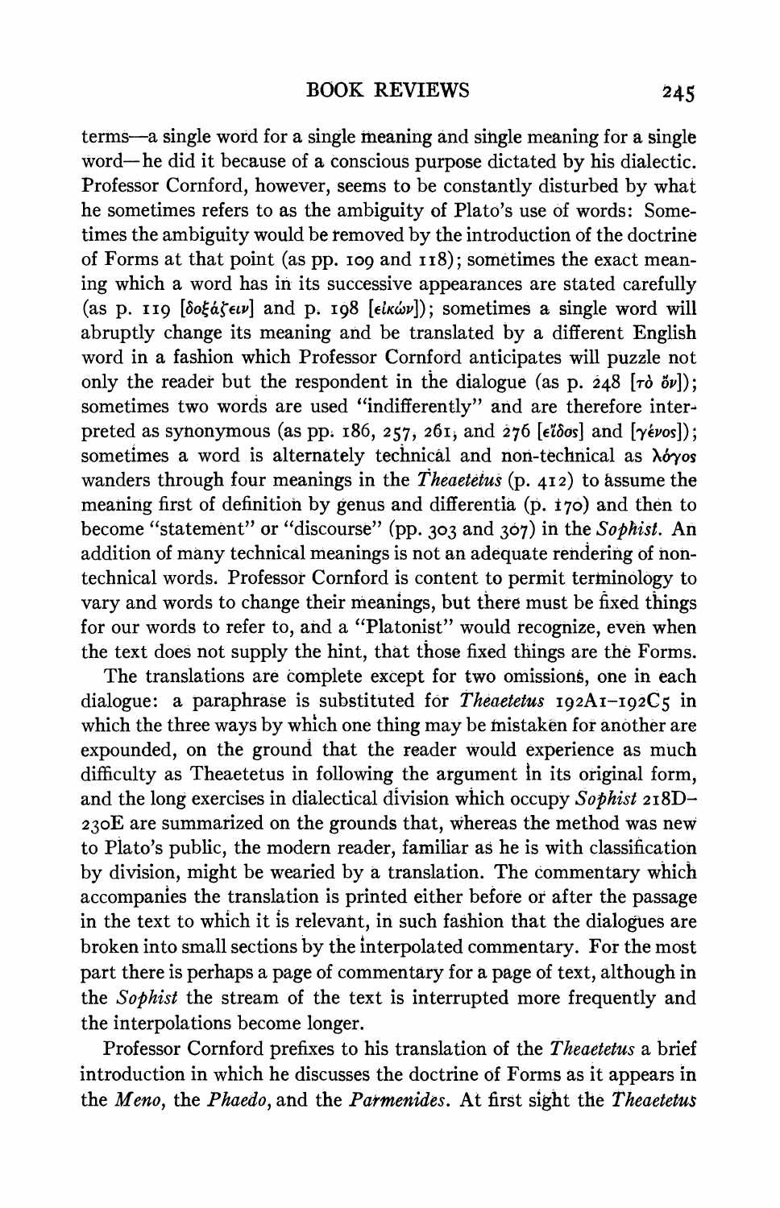terms—a single word for a single meaning and single meaning for a single word—he did it because of a conscious purpose dictated by his dialectic. Professor Cornford, however, seems to be constantly disturbed by what he sometimes refers to as the ambiguity of Plato's use of words: Sometimes the ambiguity would be removed by the introduction of the doctrine of Forms at that point (as pp. 109 and 118); sometimes the exact meaning which a word has in its successive appearances are stated carefully (as p. 119 [δοξάζειν] and p. 198 [εἰκών]); sometimes a single word will abruptly change its meaning and be translated by a different English word in a fashion which Professor Cornford anticipates will puzzle not only the reader but the respondent in the dialogue (as p. 248 [τὸ ὄν]); sometimes two words are used "indifferently" and are therefore interpreted as synonymous (as pp. 186, 257, 261, and 276 [εἶδος] and [γένος]); sometimes a word is alternately technical and non-technical as λόγος wanders through four meanings in the *Theaetetus* (p. 412) to assume the meaning first of definition by genus and differentia (p. 170) and then to become "statement" or "discourse" (pp. 303 and 307) in the *Sophist*. An addition of many technical meanings is not an adequate rendering of non-technical words. Professor Cornford is content to permit terminology to vary and words to change their meanings, but there must be fixed things for our words to refer to, and a "Platonist" would recognize, even when the text does not supply the hint, that those fixed things are the Forms.

The translations are complete except for two omissions, one in each dialogue: a paraphrase is substituted for *Theaetetus* 192A1–192C5 in which the three ways by which one thing may be mistaken for another are expounded, on the ground that the reader would experience as much difficulty as Theaetetus in following the argument in its original form, and the long exercises in dialectical division which occupy *Sophist* 218D–230E are summarized on the grounds that, whereas the method was new to Plato's public, the modern reader, familiar as he is with classification by division, might be wearied by a translation. The commentary which accompanies the translation is printed either before or after the passage in the text to which it is relevant, in such fashion that the dialogues are broken into small sections by the interpolated commentary. For the most part there is perhaps a page of commentary for a page of text, although in the *Sophist* the stream of the text is interrupted more frequently and the interpolations become longer.

Professor Cornford prefixes to his translation of the *Theaetetus* a brief introduction in which he discusses the doctrine of Forms as it appears in the *Meno*, the *Phaedo*, and the *Parmenides*. At first sight the *Theaetetus*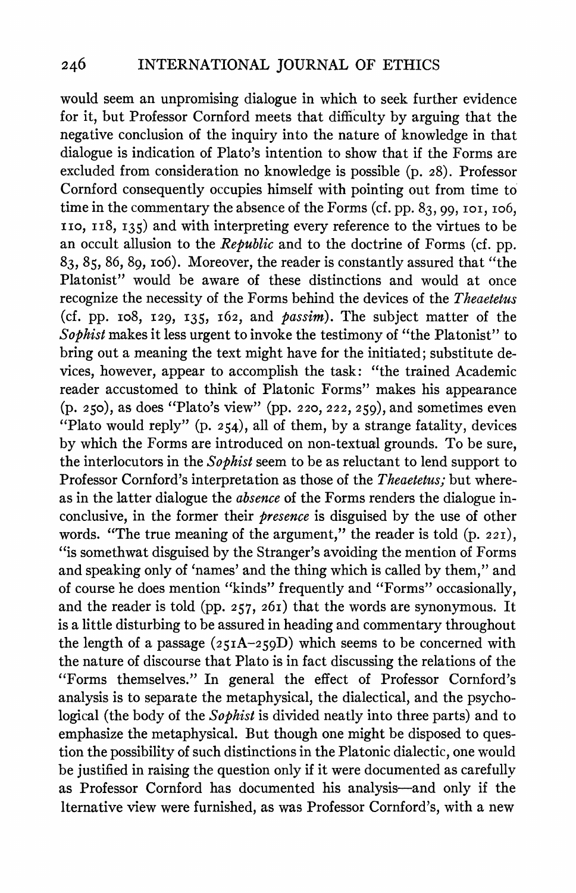would seem an unpromising dialogue in which to seek further evidence for it, but Professor Cornford meets that difficulty by arguing that the negative conclusion of the inquiry into the nature of knowledge in that dialogue is indication of Plato's intention to show that if the Forms are excluded from consideration no knowledge is possible (p. 28). Professor Cornford consequently occupies himself with pointing out from time to time in the commentary the absence of the Forms (cf. pp. 83, 99, 101, 106, 110, 118, 135) and with interpreting every reference to the virtues to be an occult allusion to the *Republic* and to the doctrine of Forms (cf. pp. 83, 85, 86, 89, 106). Moreover, the reader is constantly assured that "the Platonist" would be aware of these distinctions and would at once recognize the necessity of the Forms behind the devices of the *Theaetetus* (cf. pp. 108, 129, 135, 162, and *passim*). The subject matter of the *Sophist* makes it less urgent to invoke the testimony of "the Platonist" to bring out a meaning the text might have for the initiated; substitute devices, however, appear to accomplish the task: "the trained Academic reader accustomed to think of Platonic Forms" makes his appearance (p. 250), as does "Plato's view" (pp. 220, 222, 259), and sometimes even "Plato would reply" (p. 254), all of them, by a strange fatality, devices by which the Forms are introduced on non-textual grounds. To be sure, the interlocutors in the *Sophist* seem to be as reluctant to lend support to Professor Cornford's interpretation as those of the *Theaetetus;* but whereas in the latter dialogue the *absence* of the Forms renders the dialogue inconclusive, in the former their *presence* is disguised by the use of other words. "The true meaning of the argument," the reader is told (p. 221), "is somethwat disguised by the Stranger's avoiding the mention of Forms and speaking only of 'names' and the thing which is called by them," and of course he does mention "kinds" frequently and "Forms" occasionally, and the reader is told (pp. 257, 261) that the words are synonymous. It is a little disturbing to be assured in heading and commentary throughout the length of a passage (251A–259D) which seems to be concerned with the nature of discourse that Plato is in fact discussing the relations of the "Forms themselves." In general the effect of Professor Cornford's analysis is to separate the metaphysical, the dialectical, and the psychological (the body of the *Sophist* is divided neatly into three parts) and to emphasize the metaphysical. But though one might be disposed to question the possibility of such distinctions in the Platonic dialectic, one would be justified in raising the question only if it were documented as carefully as Professor Cornford has documented his analysis—and only if the lternative view were furnished, as was Professor Cornford's, with a new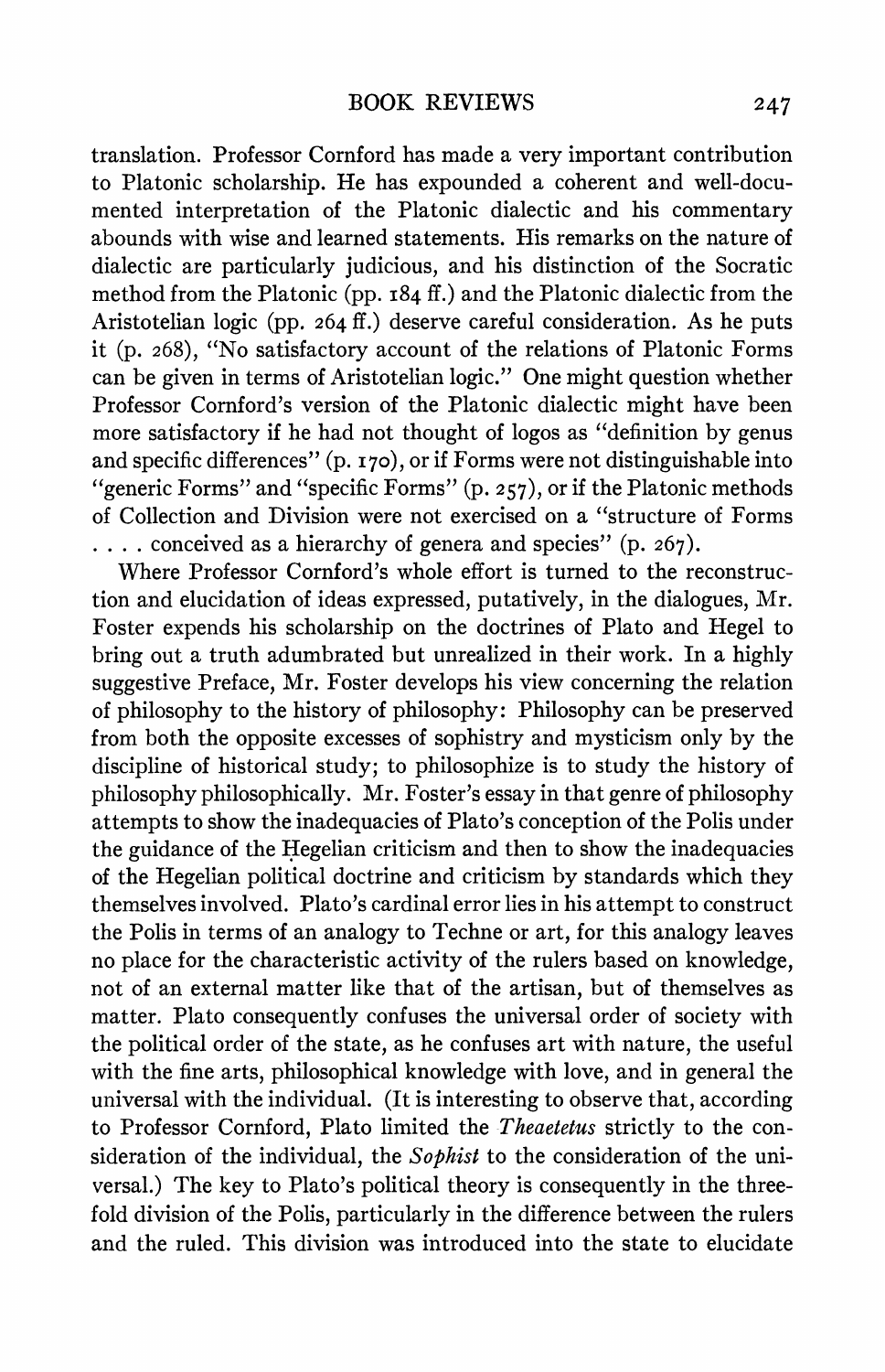translation. Professor Cornford has made a very important contribution to Platonic scholarship. He has expounded a coherent and well-documented interpretation of the Platonic dialectic and his commentary abounds with wise and learned statements. His remarks on the nature of dialectic are particularly judicious, and his distinction of the Socratic method from the Platonic (pp. 184 ff.) and the Platonic dialectic from the Aristotelian logic (pp. 264 ff.) deserve careful consideration. As he puts it (p. 268), "No satisfactory account of the relations of Platonic Forms can be given in terms of Aristotelian logic." One might question whether Professor Cornford's version of the Platonic dialectic might have been more satisfactory if he had not thought of logos as "definition by genus and specific differences" (p. 170), or if Forms were not distinguishable into "generic Forms" and "specific Forms" (p. 257), or if the Platonic methods of Collection and Division were not exercised on a "structure of Forms . . . . conceived as a hierarchy of genera and species" (p. 267).

Where Professor Cornford's whole effort is turned to the reconstruction and elucidation of ideas expressed, putatively, in the dialogues, Mr. Foster expends his scholarship on the doctrines of Plato and Hegel to bring out a truth adumbrated but unrealized in their work. In a highly suggestive Preface, Mr. Foster develops his view concerning the relation of philosophy to the history of philosophy: Philosophy can be preserved from both the opposite excesses of sophistry and mysticism only by the discipline of historical study; to philosophize is to study the history of philosophy philosophically. Mr. Foster's essay in that genre of philosophy attempts to show the inadequacies of Plato's conception of the Polis under the guidance of the Hegelian criticism and then to show the inadequacies of the Hegelian political doctrine and criticism by standards which they themselves involved. Plato's cardinal error lies in his attempt to construct the Polis in terms of an analogy to Techne or art, for this analogy leaves no place for the characteristic activity of the rulers based on knowledge, not of an external matter like that of the artisan, but of themselves as matter. Plato consequently confuses the universal order of society with the political order of the state, as he confuses art with nature, the useful with the fine arts, philosophical knowledge with love, and in general the universal with the individual. (It is interesting to observe that, according to Professor Cornford, Plato limited the *Theaetetus* strictly to the consideration of the individual, the *Sophist* to the consideration of the universal.) The key to Plato's political theory is consequently in the threefold division of the Polis, particularly in the difference between the rulers and the ruled. This division was introduced into the state to elucidate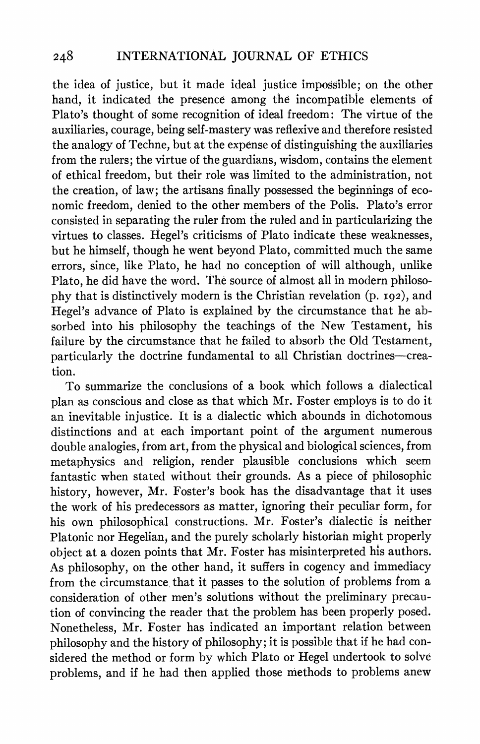the idea of justice, but it made ideal justice impossible; on the other hand, it indicated the presence among the incompatible elements of Plato's thought of some recognition of ideal freedom: The virtue of the auxiliaries, courage, being self-mastery was reflexive and therefore resisted the analogy of Techne, but at the expense of distinguishing the auxiliaries from the rulers; the virtue of the guardians, wisdom, contains the element of ethical freedom, but their role was limited to the administration, not the creation, of law; the artisans finally possessed the beginnings of economic freedom, denied to the other members of the Polis. Plato's error consisted in separating the ruler from the ruled and in particularizing the virtues to classes. Hegel's criticisms of Plato indicate these weaknesses, but he himself, though he went beyond Plato, committed much the same errors, since, like Plato, he had no conception of will although, unlike Plato, he did have the word. The source of almost all in modern philosophy that is distinctively modern is the Christian revelation (p. 192), and Hegel's advance of Plato is explained by the circumstance that he absorbed into his philosophy the teachings of the New Testament, his failure by the circumstance that he failed to absorb the Old Testament, particularly the doctrine fundamental to all Christian doctrines—creation.

To summarize the conclusions of a book which follows a dialectical plan as conscious and close as that which Mr. Foster employs is to do it an inevitable injustice. It is a dialectic which abounds in dichotomous distinctions and at each important point of the argument numerous double analogies, from art, from the physical and biological sciences, from metaphysics and religion, render plausible conclusions which seem fantastic when stated without their grounds. As a piece of philosophic history, however, Mr. Foster's book has the disadvantage that it uses the work of his predecessors as matter, ignoring their peculiar form, for his own philosophical constructions. Mr. Foster's dialectic is neither Platonic nor Hegelian, and the purely scholarly historian might properly object at a dozen points that Mr. Foster has misinterpreted his authors. As philosophy, on the other hand, it suffers in cogency and immediacy from the circumstance that it passes to the solution of problems from a consideration of other men's solutions without the preliminary precaution of convincing the reader that the problem has been properly posed. Nonetheless, Mr. Foster has indicated an important relation between philosophy and the history of philosophy; it is possible that if he had considered the method or form by which Plato or Hegel undertook to solve problems, and if he had then applied those methods to problems anew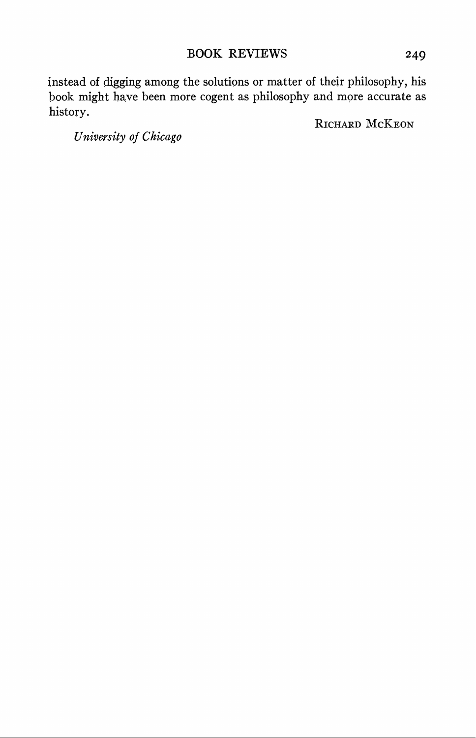instead of digging among the solutions or matter of their philosophy, his book might have been more cogent as philosophy and more accurate as history.

RICHARD MCKEON

*University of Chicago*